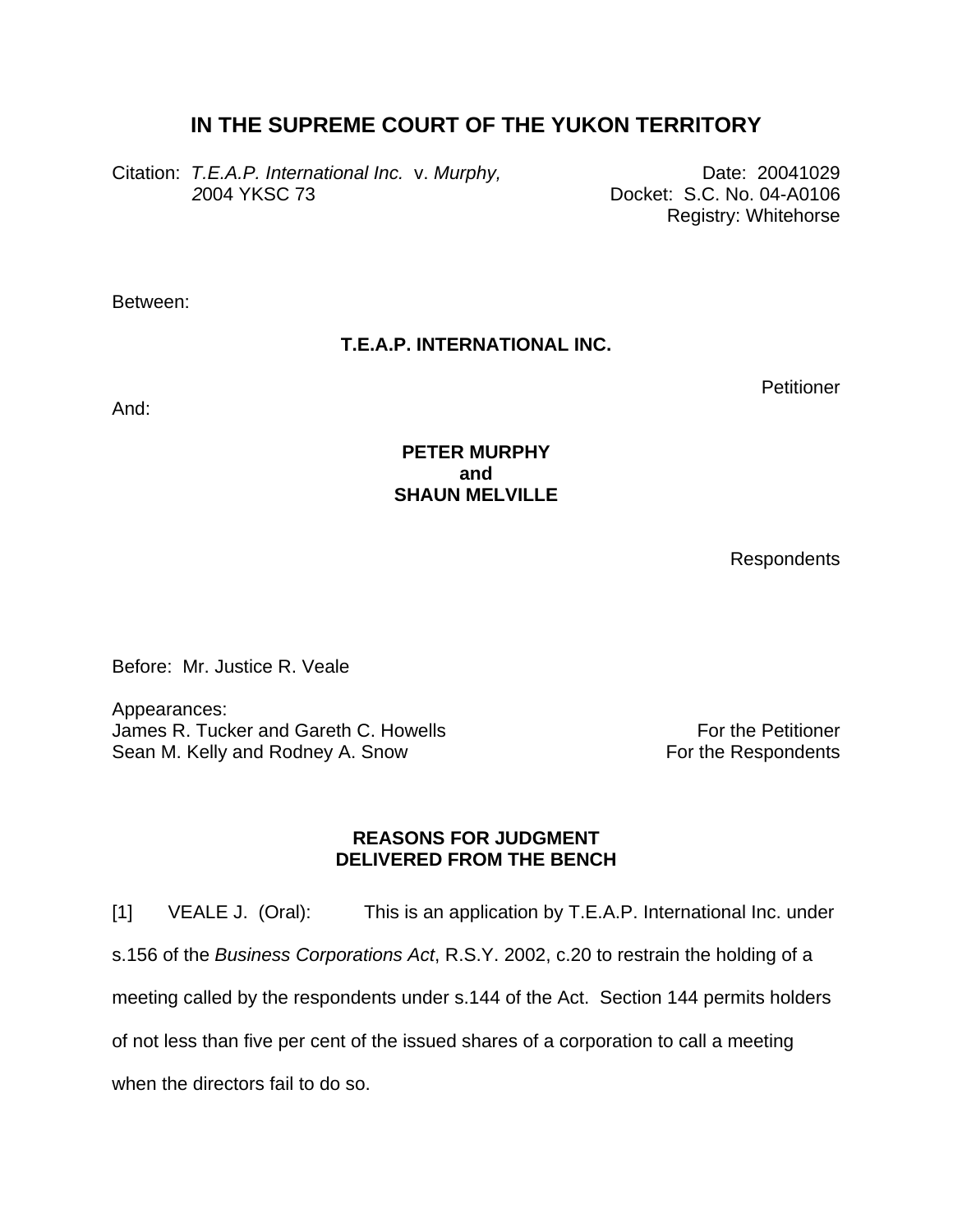# IN THE SUPREME COURT OF THE YUKON TERRITORY

Citation: *T.E.A.P. International Inc.* v. *Murphy,* *2*004 YKSC 73

Date: 20041029
Docket: S.C. No. 04-A0106
Registry: Whitehorse

Between:

**T.E.A.P. INTERNATIONAL INC.**

Petitioner

And:

**PETER MURPHY**
**and**
**SHAUN MELVILLE**

Respondents

Before: Mr. Justice R. Veale

Appearances:
James R. Tucker and Gareth C. Howells — For the Petitioner
Sean M. Kelly and Rodney A. Snow — For the Respondents

## REASONS FOR JUDGMENT DELIVERED FROM THE BENCH

[1] VEALE J. (Oral): This is an application by T.E.A.P. International Inc. under s.156 of the *Business Corporations Act*, R.S.Y. 2002, c.20 to restrain the holding of a meeting called by the respondents under s.144 of the Act. Section 144 permits holders of not less than five per cent of the issued shares of a corporation to call a meeting when the directors fail to do so.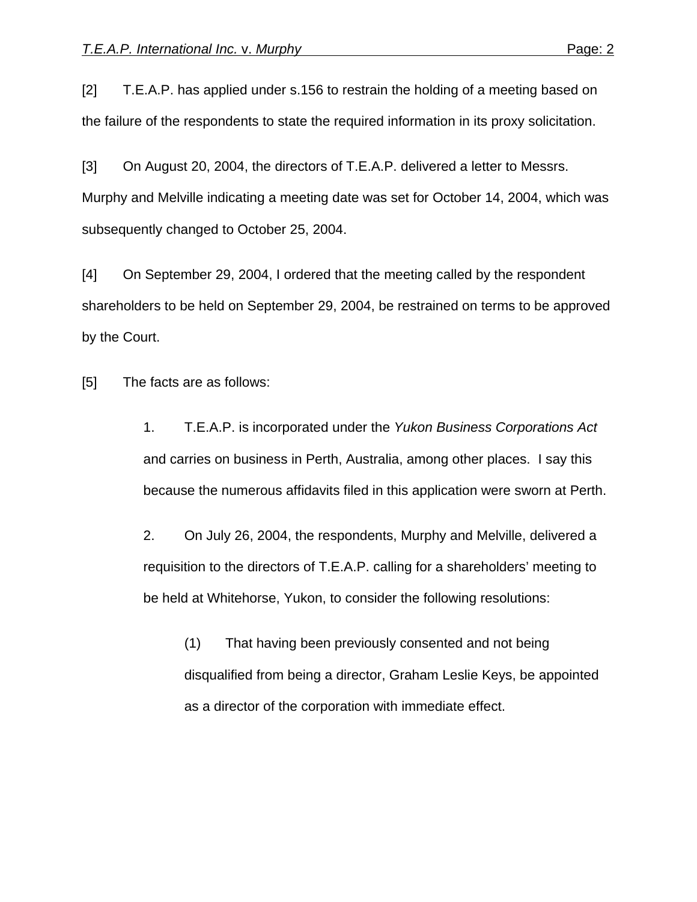[2] T.E.A.P. has applied under s.156 to restrain the holding of a meeting based on the failure of the respondents to state the required information in its proxy solicitation.

[3] On August 20, 2004, the directors of T.E.A.P. delivered a letter to Messrs. Murphy and Melville indicating a meeting date was set for October 14, 2004, which was subsequently changed to October 25, 2004.

[4] On September 29, 2004, I ordered that the meeting called by the respondent shareholders to be held on September 29, 2004, be restrained on terms to be approved by the Court.

[5] The facts are as follows:

> 1. T.E.A.P. is incorporated under the *Yukon Business Corporations Act* and carries on business in Perth, Australia, among other places. I say this because the numerous affidavits filed in this application were sworn at Perth.
>
> 2. On July 26, 2004, the respondents, Murphy and Melville, delivered a requisition to the directors of T.E.A.P. calling for a shareholders' meeting to be held at Whitehorse, Yukon, to consider the following resolutions:
>
> > (1) That having been previously consented and not being disqualified from being a director, Graham Leslie Keys, be appointed as a director of the corporation with immediate effect.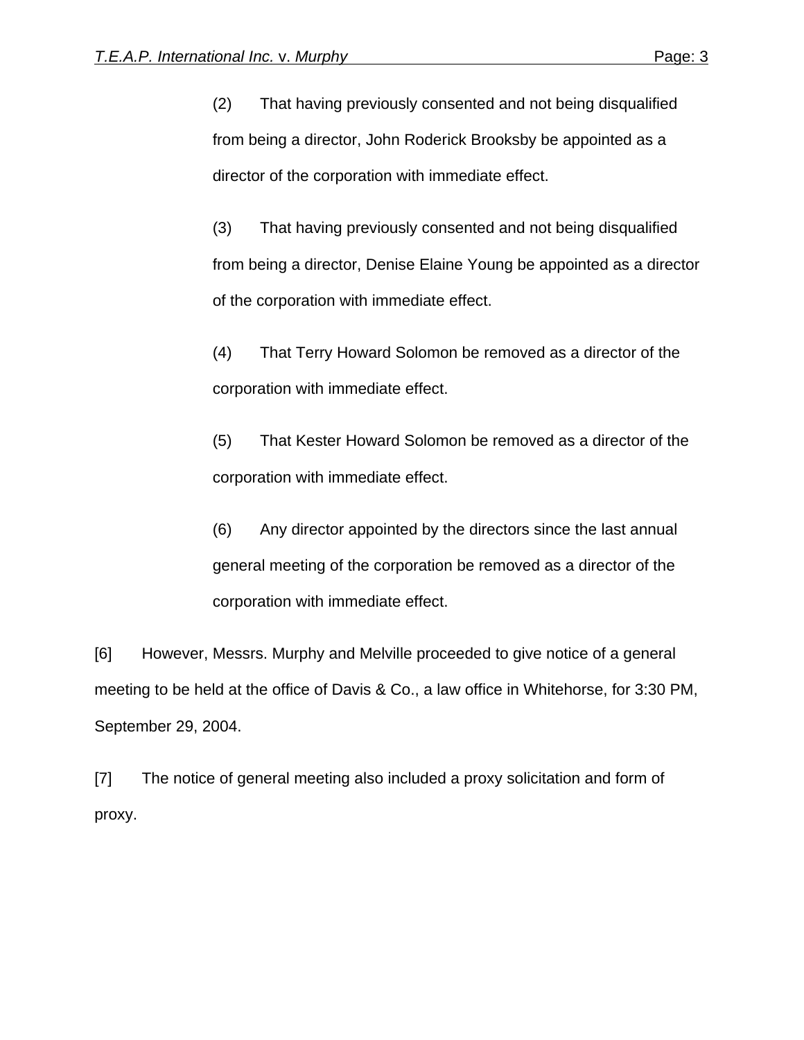(2) That having previously consented and not being disqualified from being a director, John Roderick Brooksby be appointed as a director of the corporation with immediate effect.

(3) That having previously consented and not being disqualified from being a director, Denise Elaine Young be appointed as a director of the corporation with immediate effect.

(4) That Terry Howard Solomon be removed as a director of the corporation with immediate effect.

(5) That Kester Howard Solomon be removed as a director of the corporation with immediate effect.

(6) Any director appointed by the directors since the last annual general meeting of the corporation be removed as a director of the corporation with immediate effect.

[6] However, Messrs. Murphy and Melville proceeded to give notice of a general meeting to be held at the office of Davis & Co., a law office in Whitehorse, for 3:30 PM, September 29, 2004.

[7] The notice of general meeting also included a proxy solicitation and form of proxy.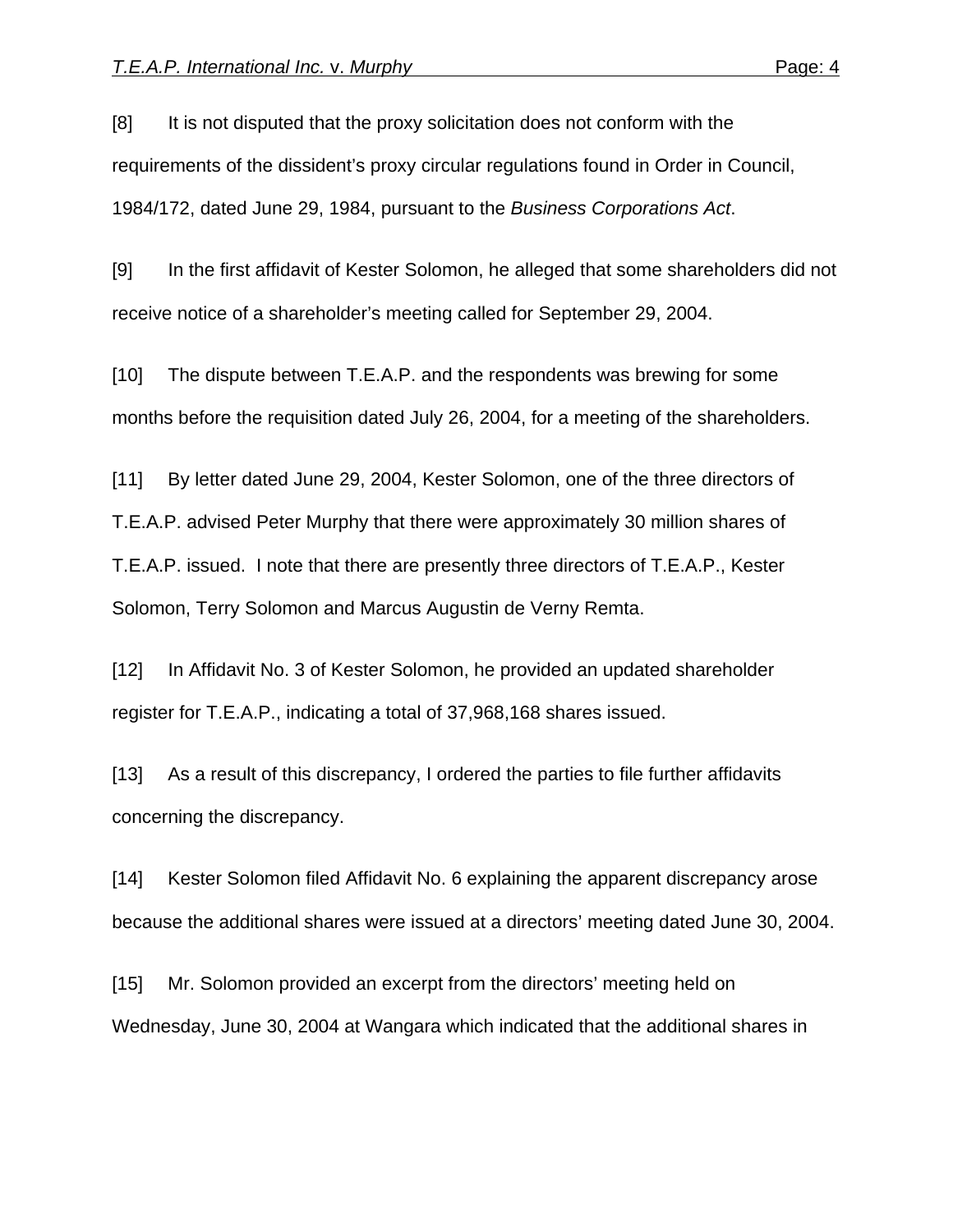[8] It is not disputed that the proxy solicitation does not conform with the requirements of the dissident's proxy circular regulations found in Order in Council, 1984/172, dated June 29, 1984, pursuant to the *Business Corporations Act*.

[9] In the first affidavit of Kester Solomon, he alleged that some shareholders did not receive notice of a shareholder's meeting called for September 29, 2004.

[10] The dispute between T.E.A.P. and the respondents was brewing for some months before the requisition dated July 26, 2004, for a meeting of the shareholders.

[11] By letter dated June 29, 2004, Kester Solomon, one of the three directors of T.E.A.P. advised Peter Murphy that there were approximately 30 million shares of T.E.A.P. issued. I note that there are presently three directors of T.E.A.P., Kester Solomon, Terry Solomon and Marcus Augustin de Verny Remta.

[12] In Affidavit No. 3 of Kester Solomon, he provided an updated shareholder register for T.E.A.P., indicating a total of 37,968,168 shares issued.

[13] As a result of this discrepancy, I ordered the parties to file further affidavits concerning the discrepancy.

[14] Kester Solomon filed Affidavit No. 6 explaining the apparent discrepancy arose because the additional shares were issued at a directors' meeting dated June 30, 2004.

[15] Mr. Solomon provided an excerpt from the directors' meeting held on Wednesday, June 30, 2004 at Wangara which indicated that the additional shares in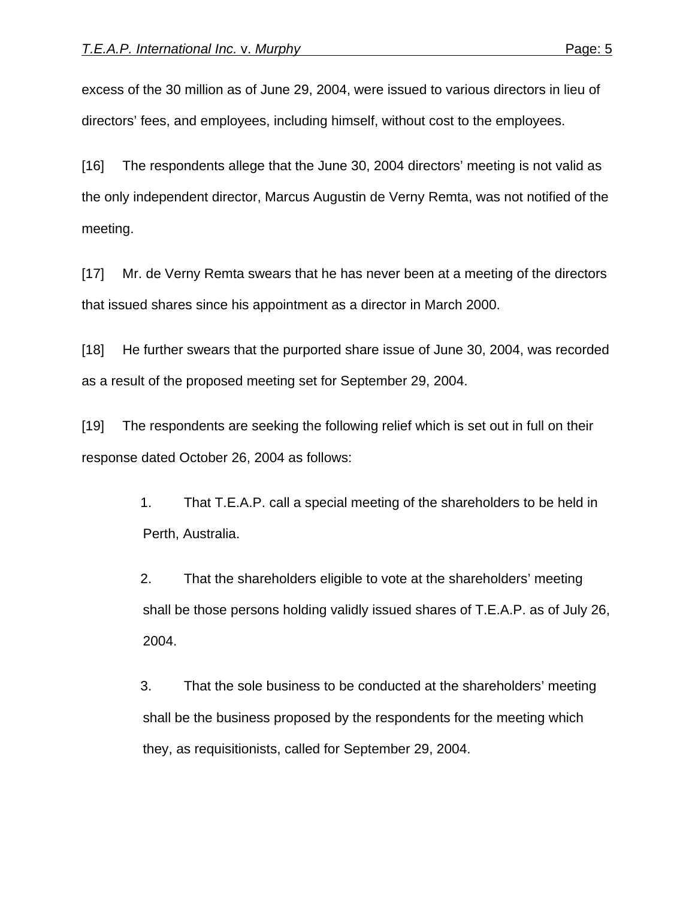excess of the 30 million as of June 29, 2004, were issued to various directors in lieu of directors' fees, and employees, including himself, without cost to the employees.

[16] The respondents allege that the June 30, 2004 directors' meeting is not valid as the only independent director, Marcus Augustin de Verny Remta, was not notified of the meeting.

[17] Mr. de Verny Remta swears that he has never been at a meeting of the directors that issued shares since his appointment as a director in March 2000.

[18] He further swears that the purported share issue of June 30, 2004, was recorded as a result of the proposed meeting set for September 29, 2004.

[19] The respondents are seeking the following relief which is set out in full on their response dated October 26, 2004 as follows:

1. That T.E.A.P. call a special meeting of the shareholders to be held in Perth, Australia.

2. That the shareholders eligible to vote at the shareholders' meeting shall be those persons holding validly issued shares of T.E.A.P. as of July 26, 2004.

3. That the sole business to be conducted at the shareholders' meeting shall be the business proposed by the respondents for the meeting which they, as requisitionists, called for September 29, 2004.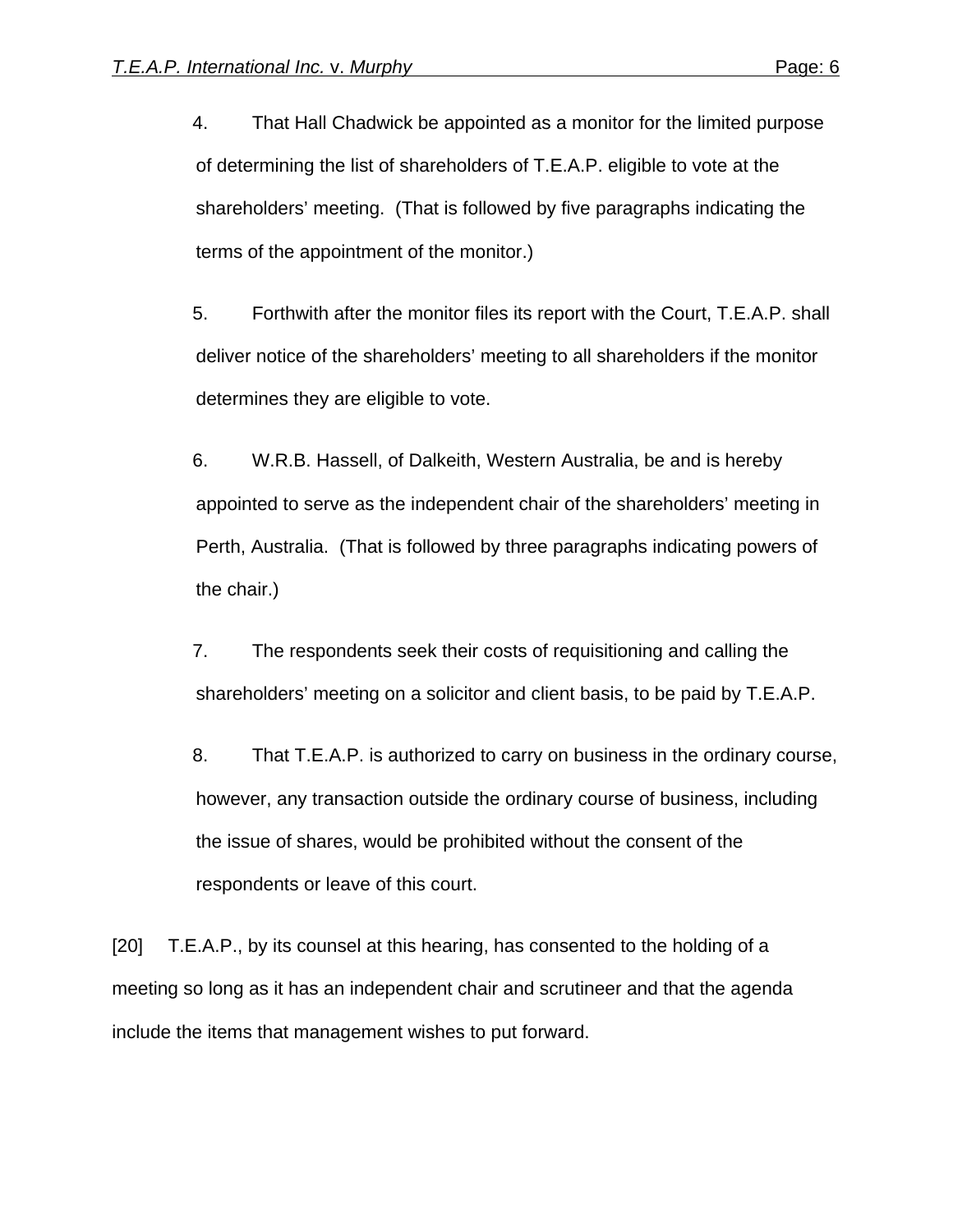4. That Hall Chadwick be appointed as a monitor for the limited purpose of determining the list of shareholders of T.E.A.P. eligible to vote at the shareholders' meeting. (That is followed by five paragraphs indicating the terms of the appointment of the monitor.)

5. Forthwith after the monitor files its report with the Court, T.E.A.P. shall deliver notice of the shareholders' meeting to all shareholders if the monitor determines they are eligible to vote.

6. W.R.B. Hassell, of Dalkeith, Western Australia, be and is hereby appointed to serve as the independent chair of the shareholders' meeting in Perth, Australia. (That is followed by three paragraphs indicating powers of the chair.)

7. The respondents seek their costs of requisitioning and calling the shareholders' meeting on a solicitor and client basis, to be paid by T.E.A.P.

8. That T.E.A.P. is authorized to carry on business in the ordinary course, however, any transaction outside the ordinary course of business, including the issue of shares, would be prohibited without the consent of the respondents or leave of this court.

[20] T.E.A.P., by its counsel at this hearing, has consented to the holding of a meeting so long as it has an independent chair and scrutineer and that the agenda include the items that management wishes to put forward.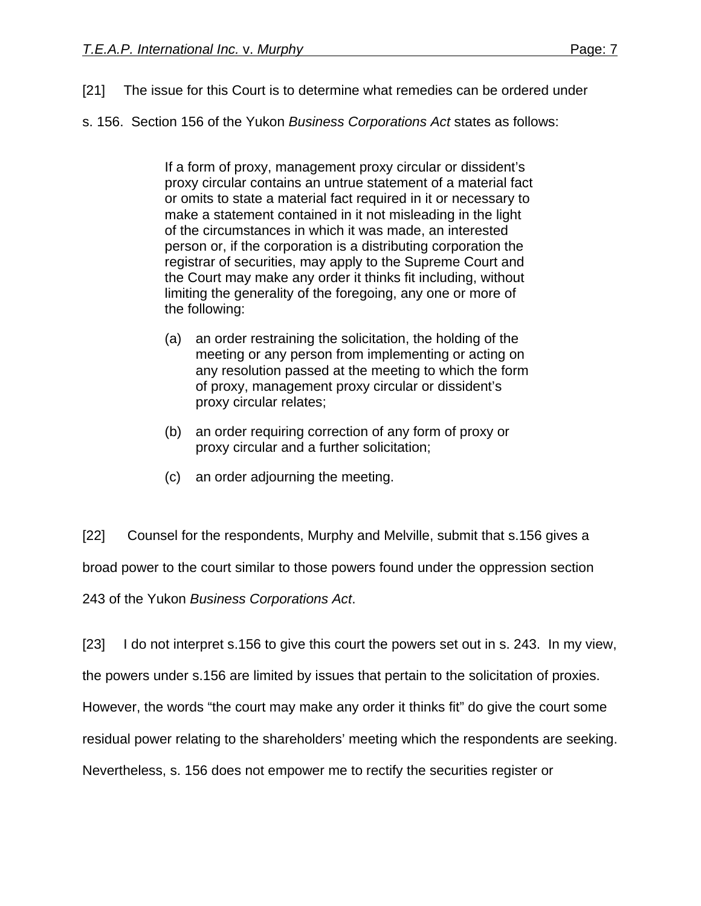[21] The issue for this Court is to determine what remedies can be ordered under s. 156. Section 156 of the Yukon *Business Corporations Act* states as follows:

> If a form of proxy, management proxy circular or dissident's proxy circular contains an untrue statement of a material fact or omits to state a material fact required in it or necessary to make a statement contained in it not misleading in the light of the circumstances in which it was made, an interested person or, if the corporation is a distributing corporation the registrar of securities, may apply to the Supreme Court and the Court may make any order it thinks fit including, without limiting the generality of the foregoing, any one or more of the following:
>
> (a) an order restraining the solicitation, the holding of the meeting or any person from implementing or acting on any resolution passed at the meeting to which the form of proxy, management proxy circular or dissident's proxy circular relates;
>
> (b) an order requiring correction of any form of proxy or proxy circular and a further solicitation;
>
> (c) an order adjourning the meeting.

[22] Counsel for the respondents, Murphy and Melville, submit that s.156 gives a broad power to the court similar to those powers found under the oppression section 243 of the Yukon *Business Corporations Act*.

[23] I do not interpret s.156 to give this court the powers set out in s. 243. In my view, the powers under s.156 are limited by issues that pertain to the solicitation of proxies. However, the words "the court may make any order it thinks fit" do give the court some residual power relating to the shareholders' meeting which the respondents are seeking. Nevertheless, s. 156 does not empower me to rectify the securities register or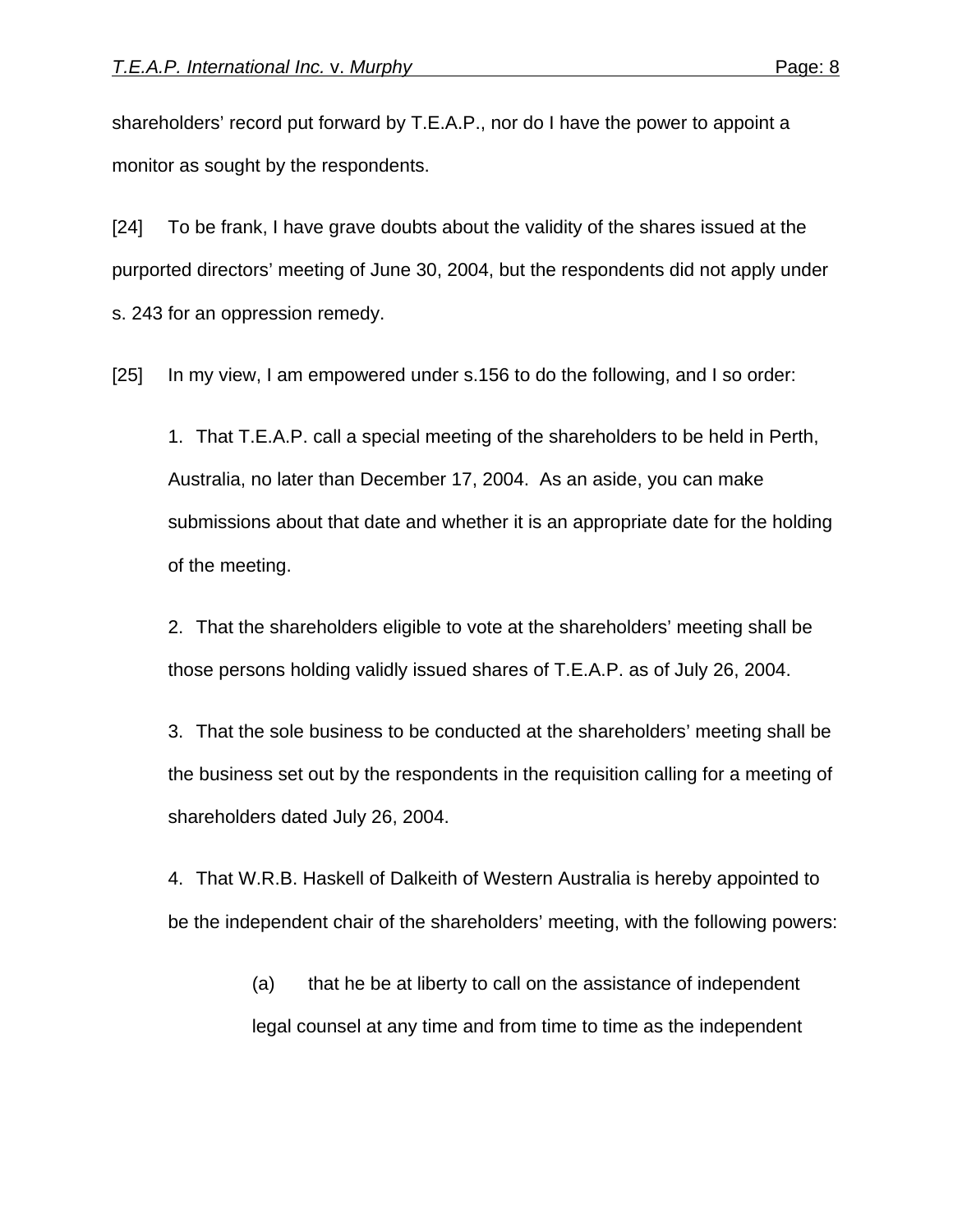shareholders' record put forward by T.E.A.P., nor do I have the power to appoint a monitor as sought by the respondents.

[24] To be frank, I have grave doubts about the validity of the shares issued at the purported directors' meeting of June 30, 2004, but the respondents did not apply under s. 243 for an oppression remedy.

[25] In my view, I am empowered under s.156 to do the following, and I so order:

> 1. That T.E.A.P. call a special meeting of the shareholders to be held in Perth, Australia, no later than December 17, 2004. As an aside, you can make submissions about that date and whether it is an appropriate date for the holding of the meeting.
>
> 2. That the shareholders eligible to vote at the shareholders' meeting shall be those persons holding validly issued shares of T.E.A.P. as of July 26, 2004.
>
> 3. That the sole business to be conducted at the shareholders' meeting shall be the business set out by the respondents in the requisition calling for a meeting of shareholders dated July 26, 2004.
>
> 4. That W.R.B. Haskell of Dalkeith of Western Australia is hereby appointed to be the independent chair of the shareholders' meeting, with the following powers:
>
> > (a) that he be at liberty to call on the assistance of independent legal counsel at any time and from time to time as the independent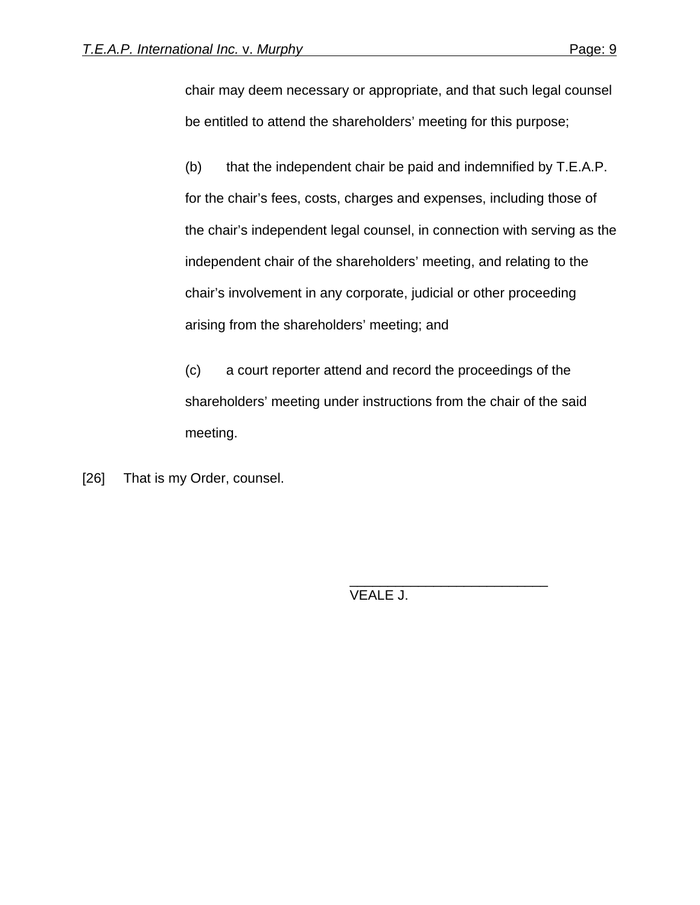chair may deem necessary or appropriate, and that such legal counsel be entitled to attend the shareholders' meeting for this purpose;

(b) that the independent chair be paid and indemnified by T.E.A.P. for the chair's fees, costs, charges and expenses, including those of the chair's independent legal counsel, in connection with serving as the independent chair of the shareholders' meeting, and relating to the chair's involvement in any corporate, judicial or other proceeding arising from the shareholders' meeting; and

(c) a court reporter attend and record the proceedings of the shareholders' meeting under instructions from the chair of the said meeting.

[26] That is my Order, counsel.

___________________________
VEALE J.